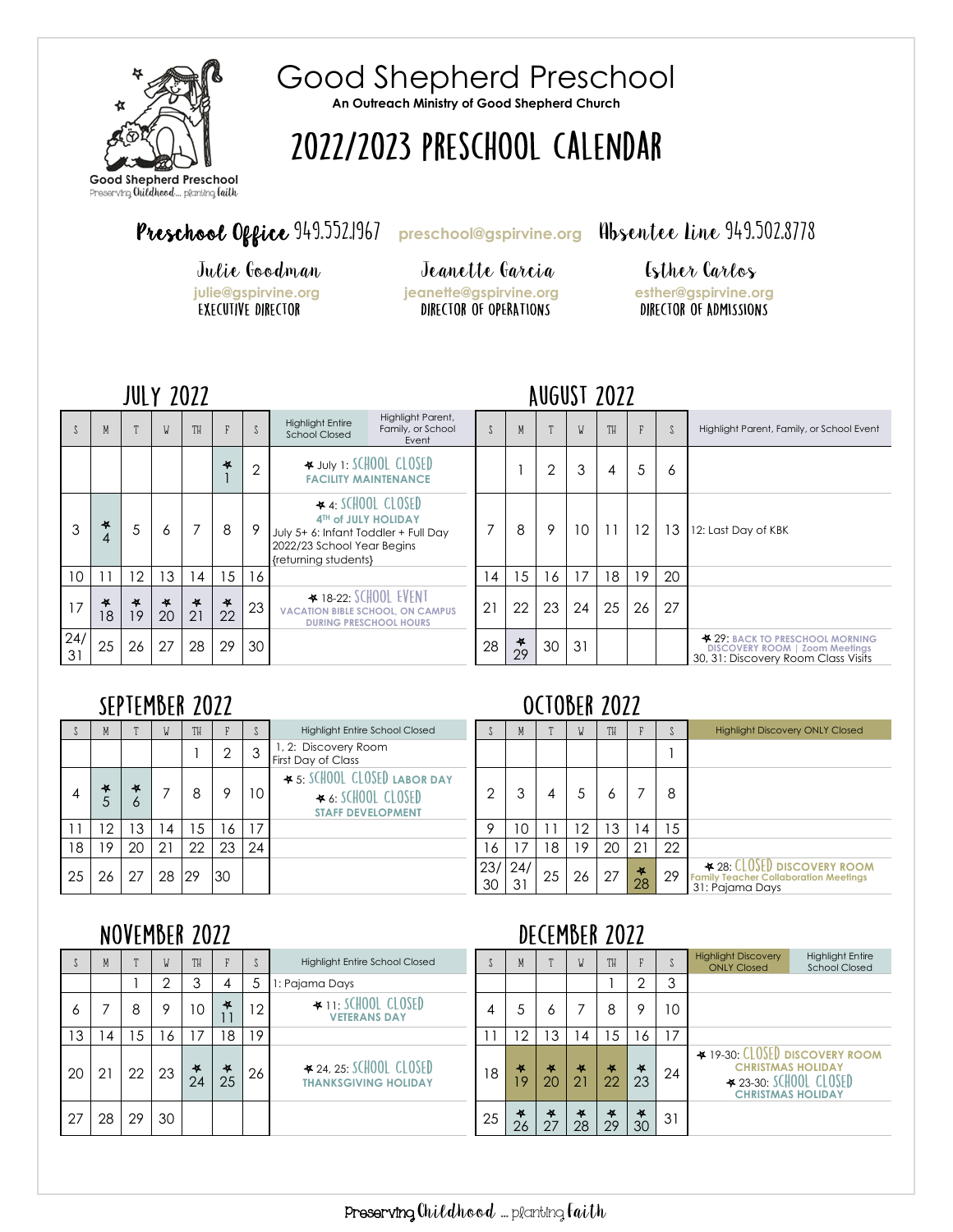# Good Shepherd Preschool

**An Outreach Ministry of Good Shepherd Church**

Good Shepherd Preschool
Preserving Childhood... planting faith

# 2022/2023 PRESCHOOL CALENDAR

**Preschool Office** 949.552.1967 preschool@gspirvine.org **Absentee Line** 949.502.8778

Julie Goodman
julie@gspirvine.org
EXECUTIVE DIRECTOR

Jeanette Garcia
jeanette@gspirvine.org
DIRECTOR OF OPERATIONS

Esther Carlos
esther@gspirvine.org
DIRECTOR OF ADMISSIONS

## JULY 2022

| S | M | T | W | TH | F | S | Highlight Entire School Closed / Highlight Parent, Family, or School Event |
|---|---|---|---|---|---|---|---|
| | | | | | * 1 | 2 | * July 1: SCHOOL CLOSED FACILITY MAINTENANCE |
| 3 | * 4 | 5 | 6 | 7 | 8 | 9 | * 4: SCHOOL CLOSED 4TH of JULY HOLIDAY; July 5+ 6: Infant Toddler + Full Day 2022/23 School Year Begins {returning students} |
| 10 | 11 | 12 | 13 | 14 | 15 | 16 | |
| 17 | * 18 | * 19 | * 20 | * 21 | * 22 | 23 | * 18-22: SCHOOL EVENT VACATION BIBLE SCHOOL, ON CAMPUS DURING PRESCHOOL HOURS |
| 24/31 | 25 | 26 | 27 | 28 | 29 | 30 | |

## AUGUST 2022

| S | M | T | W | TH | F | S | Highlight Parent, Family, or School Event |
|---|---|---|---|---|---|---|---|
| | 1 | 2 | 3 | 4 | 5 | 6 | |
| 7 | 8 | 9 | 10 | 11 | 12 | 13 | 12: Last Day of KBK |
| 14 | 15 | 16 | 17 | 18 | 19 | 20 | |
| 21 | 22 | 23 | 24 | 25 | 26 | 27 | |
| 28 | * 29 | 30 | 31 | | | | * 29: BACK TO PRESCHOOL MORNING DISCOVERY ROOM \| Zoom Meetings; 30, 31: Discovery Room Class Visits |

## SEPTEMBER 2022

| S | M | T | W | TH | F | S | Highlight Entire School Closed |
|---|---|---|---|---|---|---|---|
| | | | | 1 | 2 | 3 | 1, 2: Discovery Room First Day of Class |
| 4 | * 5 | * 6 | 7 | 8 | 9 | 10 | * 5: SCHOOL CLOSED LABOR DAY; * 6: SCHOOL CLOSED STAFF DEVELOPMENT |
| 11 | 12 | 13 | 14 | 15 | 16 | 17 | |
| 18 | 19 | 20 | 21 | 22 | 23 | 24 | |
| 25 | 26 | 27 | 28 | 29 | 30 | | |

## OCTOBER 2022

| S | M | T | W | TH | F | S | Highlight Discovery ONLY Closed |
|---|---|---|---|---|---|---|---|
| | | | | | | 1 | |
| 2 | 3 | 4 | 5 | 6 | 7 | 8 | |
| 9 | 10 | 11 | 12 | 13 | 14 | 15 | |
| 16 | 17 | 18 | 19 | 20 | 21 | 22 | |
| 23/30 | 24/31 | 25 | 26 | 27 | * 28 | 29 | * 28: CLOSED DISCOVERY ROOM Family Teacher Collaboration Meetings; 31: Pajama Days |

## NOVEMBER 2022

| S | M | T | W | TH | F | S | Highlight Entire School Closed |
|---|---|---|---|---|---|---|---|
| | | 1 | 2 | 3 | 4 | 5 | 1: Pajama Days |
| 6 | 7 | 8 | 9 | 10 | * 11 | 12 | * 11: SCHOOL CLOSED VETERANS DAY |
| 13 | 14 | 15 | 16 | 17 | 18 | 19 | |
| 20 | 21 | 22 | 23 | * 24 | * 25 | 26 | * 24, 25: SCHOOL CLOSED THANKSGIVING HOLIDAY |
| 27 | 28 | 29 | 30 | | | | |

## DECEMBER 2022

| S | M | T | W | TH | F | S | Highlight Discovery ONLY Closed / Highlight Entire School Closed |
|---|---|---|---|---|---|---|---|
| | | | | 1 | 2 | 3 | |
| 4 | 5 | 6 | 7 | 8 | 9 | 10 | |
| 11 | 12 | 13 | 14 | 15 | 16 | 17 | |
| 18 | * 19 | * 20 | * 21 | * 22 | * 23 | 24 | * 19-30: CLOSED DISCOVERY ROOM CHRISTMAS HOLIDAY; * 23-30: SCHOOL CLOSED CHRISTMAS HOLIDAY |
| 25 | * 26 | * 27 | * 28 | * 29 | * 30 | 31 | |

Preserving Childhood ... planting faith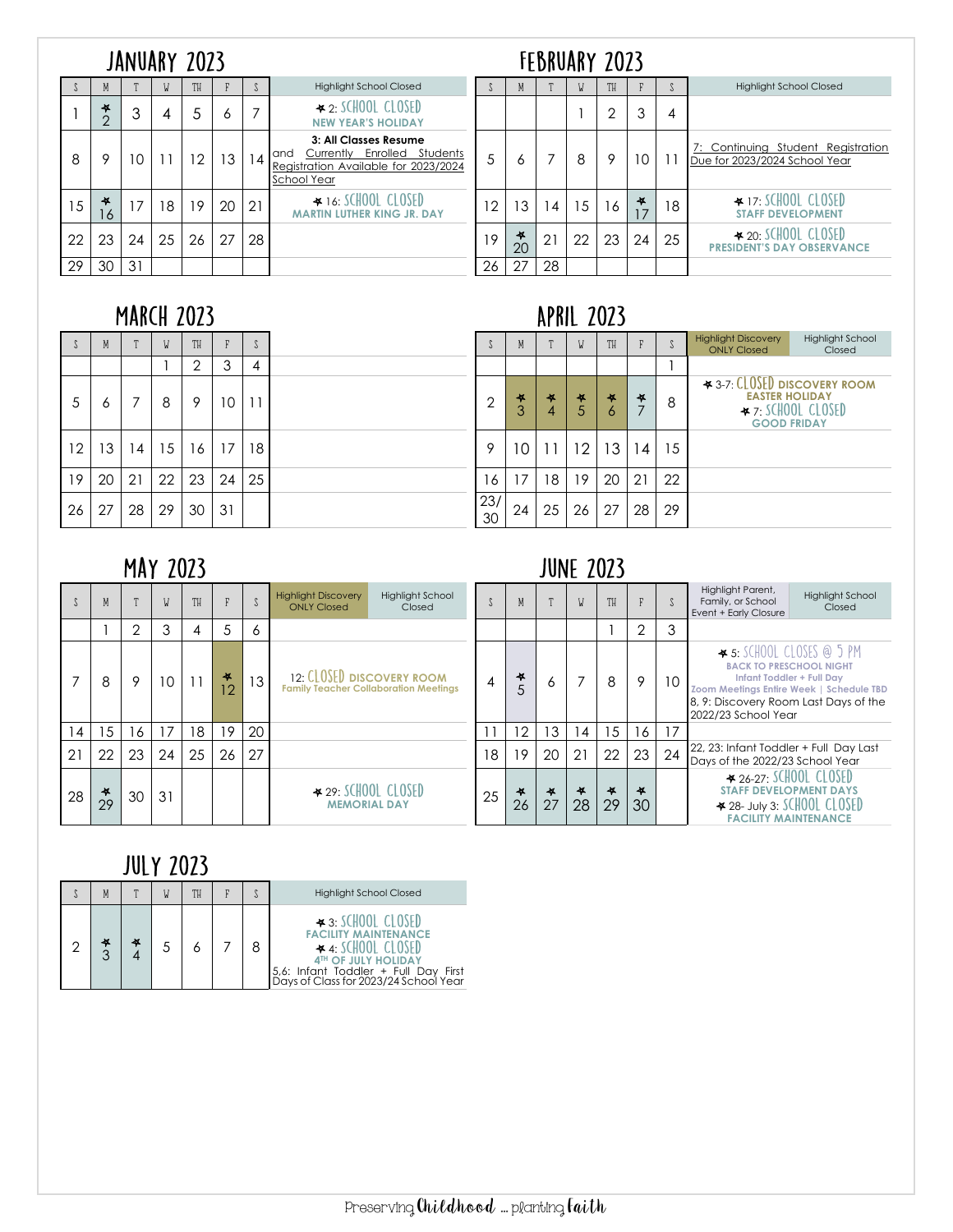## JANUARY 2023

| S | M | T | W | TH | F | S | Highlight School Closed |
|---|---|---|---|---|---|---|---|
| 1 | ✵ 2 | 3 | 4 | 5 | 6 | 7 | ✵ 2: SCHOOL CLOSED NEW YEAR'S HOLIDAY |
| 8 | 9 | 10 | 11 | 12 | 13 | 14 | **3: All Classes Resume** and Currently Enrolled Students Registration Available for 2023/2024 School Year |
| 15 | ✵ 16 | 17 | 18 | 19 | 20 | 21 | ✵ 16: SCHOOL CLOSED MARTIN LUTHER KING JR. DAY |
| 22 | 23 | 24 | 25 | 26 | 27 | 28 | |
| 29 | 30 | 31 | | | | | |

## FEBRUARY 2023

| S | M | T | W | TH | F | S | Highlight School Closed |
|---|---|---|---|---|---|---|---|
| | | | 1 | 2 | 3 | 4 | |
| 5 | 6 | 7 | 8 | 9 | 10 | 11 | 7: Continuing Student Registration Due for 2023/2024 School Year |
| 12 | 13 | 14 | 15 | 16 | ✵ 17 | 18 | ✵ 17: SCHOOL CLOSED STAFF DEVELOPMENT |
| 19 | ✵ 20 | 21 | 22 | 23 | 24 | 25 | ✵ 20: SCHOOL CLOSED PRESIDENT'S DAY OBSERVANCE |
| 26 | 27 | 28 | | | | | |

## MARCH 2023

| S | M | T | W | TH | F | S |
|---|---|---|---|---|---|---|
| | | | 1 | 2 | 3 | 4 |
| 5 | 6 | 7 | 8 | 9 | 10 | 11 |
| 12 | 13 | 14 | 15 | 16 | 17 | 18 |
| 19 | 20 | 21 | 22 | 23 | 24 | 25 |
| 26 | 27 | 28 | 29 | 30 | 31 | |

## APRIL 2023

| S | M | T | W | TH | F | S | Highlight Discovery ONLY Closed / Highlight School Closed |
|---|---|---|---|---|---|---|---|
| | | | | | | 1 | |
| 2 | ✵ 3 | ✵ 4 | ✵ 5 | ✵ 6 | ✵ 7 | 8 | ✵ 3-7: CLOSED DISCOVERY ROOM EASTER HOLIDAY<br>✵ 7: SCHOOL CLOSED GOOD FRIDAY |
| 9 | 10 | 11 | 12 | 13 | 14 | 15 | |
| 16 | 17 | 18 | 19 | 20 | 21 | 22 | |
| 23/30 | 24 | 25 | 26 | 27 | 28 | 29 | |

## MAY 2023

| S | M | T | W | TH | F | S | Highlight Discovery ONLY Closed / Highlight School Closed |
|---|---|---|---|---|---|---|---|
| | 1 | 2 | 3 | 4 | 5 | 6 | |
| 7 | 8 | 9 | 10 | 11 | ✵ 12 | 13 | 12: CLOSED DISCOVERY ROOM Family Teacher Collaboration Meetings |
| 14 | 15 | 16 | 17 | 18 | 19 | 20 | |
| 21 | 22 | 23 | 24 | 25 | 26 | 27 | |
| 28 | ✵ 29 | 30 | 31 | | | | ✵ 29: SCHOOL CLOSED MEMORIAL DAY |

## JUNE 2023

| S | M | T | W | TH | F | S | Highlight Parent, Family, or School Event + Early Closure / Highlight School Closed |
|---|---|---|---|---|---|---|---|
| | | | | 1 | 2 | 3 | |
| 4 | ✵ 5 | 6 | 7 | 8 | 9 | 10 | ✵ 5: SCHOOL CLOSES @ 5 PM BACK TO PRESCHOOL NIGHT Infant Toddler + Full Day Zoom Meetings Entire Week \| Schedule TBD<br>8, 9: Discovery Room Last Days of the 2022/23 School Year |
| 11 | 12 | 13 | 14 | 15 | 16 | 17 | |
| 18 | 19 | 20 | 21 | 22 | 23 | 24 | 22, 23: Infant Toddler + Full Day Last Days of the 2022/23 School Year |
| 25 | ✵ 26 | ✵ 27 | ✵ 28 | ✵ 29 | ✵ 30 | | ✵ 26-27: SCHOOL CLOSED STAFF DEVELOPMENT DAYS<br>✵ 28- July 3: SCHOOL CLOSED FACILITY MAINTENANCE |

## JULY 2023

| S | M | T | W | TH | F | S | Highlight School Closed |
|---|---|---|---|---|---|---|---|
| 2 | ✵ 3 | ✵ 4 | 5 | 6 | 7 | 8 | ✵ 3: SCHOOL CLOSED FACILITY MAINTENANCE<br>✵ 4: SCHOOL CLOSED 4TH OF JULY HOLIDAY<br>5,6: Infant Toddler + Full Day First Days of Class for 2023/24 School Year |

Preserving Childhood ... planting Faith